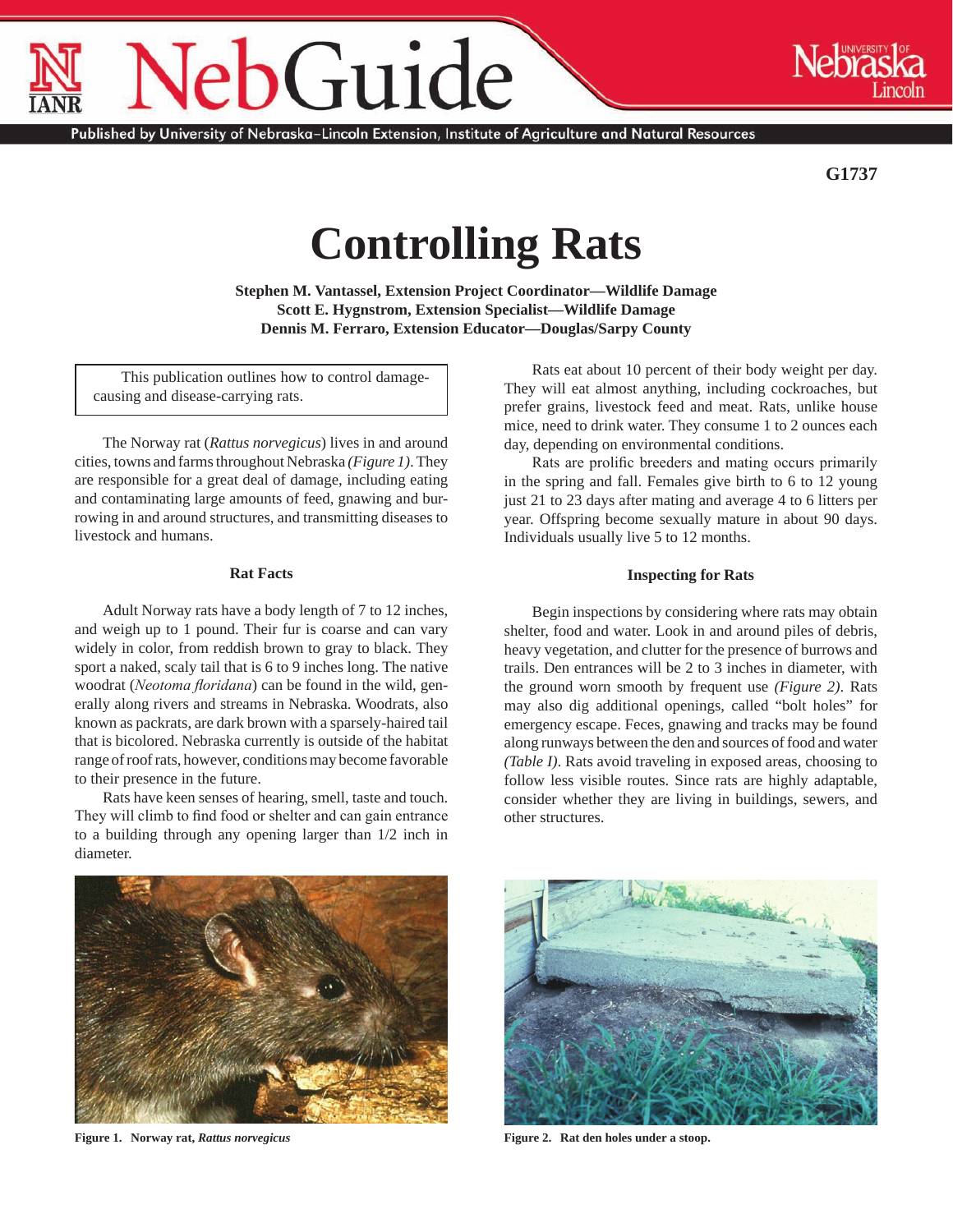G1737

# Controlling Rats

**Stephen M. Vantassel, Extension Project Coordinator—Wildlife Damage**
**Scott E. Hygnstrom, Extension Specialist—Wildlife Damage**
**Dennis M. Ferraro, Extension Educator—Douglas/Sarpy County**

This publication outlines how to control damage-causing and disease-carrying rats.

The Norway rat (*Rattus norvegicus*) lives in and around cities, towns and farms throughout Nebraska *(Figure 1)*. They are responsible for a great deal of damage, including eating and contaminating large amounts of feed, gnawing and burrowing in and around structures, and transmitting diseases to livestock and humans.

### Rat Facts

Adult Norway rats have a body length of 7 to 12 inches, and weigh up to 1 pound. Their fur is coarse and can vary widely in color, from reddish brown to gray to black. They sport a naked, scaly tail that is 6 to 9 inches long. The native woodrat (*Neotoma floridana*) can be found in the wild, generally along rivers and streams in Nebraska. Woodrats, also known as packrats, are dark brown with a sparsely-haired tail that is bicolored. Nebraska currently is outside of the habitat range of roof rats, however, conditions may become favorable to their presence in the future.

Rats have keen senses of hearing, smell, taste and touch. They will climb to find food or shelter and can gain entrance to a building through any opening larger than 1/2 inch in diameter.

Rats eat about 10 percent of their body weight per day. They will eat almost anything, including cockroaches, but prefer grains, livestock feed and meat. Rats, unlike house mice, need to drink water. They consume 1 to 2 ounces each day, depending on environmental conditions.

Rats are prolific breeders and mating occurs primarily in the spring and fall. Females give birth to 6 to 12 young just 21 to 23 days after mating and average 4 to 6 litters per year. Offspring become sexually mature in about 90 days. Individuals usually live 5 to 12 months.

### Inspecting for Rats

Begin inspections by considering where rats may obtain shelter, food and water. Look in and around piles of debris, heavy vegetation, and clutter for the presence of burrows and trails. Den entrances will be 2 to 3 inches in diameter, with the ground worn smooth by frequent use *(Figure 2)*. Rats may also dig additional openings, called "bolt holes" for emergency escape. Feces, gnawing and tracks may be found along runways between the den and sources of food and water *(Table I)*. Rats avoid traveling in exposed areas, choosing to follow less visible routes. Since rats are highly adaptable, consider whether they are living in buildings, sewers, and other structures.

**Figure 1. Norway rat, *Rattus norvegicus***

**Figure 2. Rat den holes under a stoop.**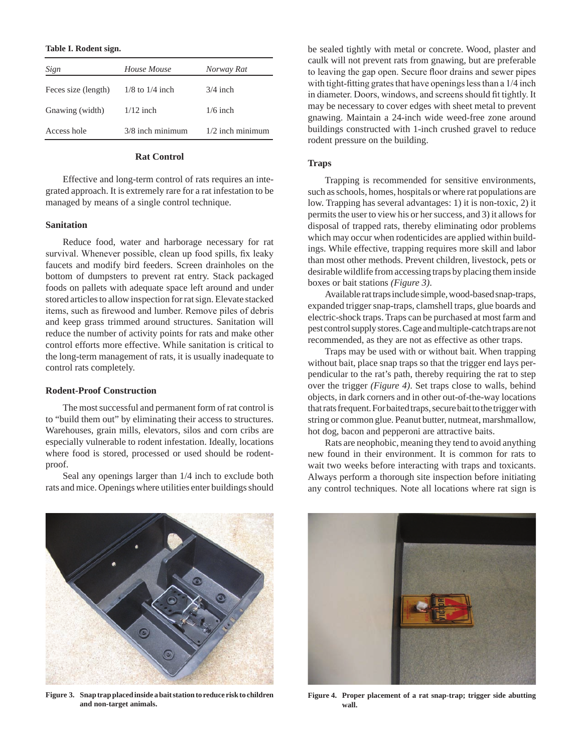**Table I. Rodent sign.**

| *Sign* | *House Mouse* | *Norway Rat* |
|---|---|---|
| Feces size (length) | 1/8 to 1/4 inch | 3/4 inch |
| Gnawing (width) | 1/12 inch | 1/6 inch |
| Access hole | 3/8 inch minimum | 1/2 inch minimum |

## Rat Control

Effective and long-term control of rats requires an integrated approach. It is extremely rare for a rat infestation to be managed by means of a single control technique.

### Sanitation

Reduce food, water and harborage necessary for rat survival. Whenever possible, clean up food spills, fix leaky faucets and modify bird feeders. Screen drainholes on the bottom of dumpsters to prevent rat entry. Stack packaged foods on pallets with adequate space left around and under stored articles to allow inspection for rat sign. Elevate stacked items, such as firewood and lumber. Remove piles of debris and keep grass trimmed around structures. Sanitation will reduce the number of activity points for rats and make other control efforts more effective. While sanitation is critical to the long-term management of rats, it is usually inadequate to control rats completely.

### Rodent-Proof Construction

The most successful and permanent form of rat control is to "build them out" by eliminating their access to structures. Warehouses, grain mills, elevators, silos and corn cribs are especially vulnerable to rodent infestation. Ideally, locations where food is stored, processed or used should be rodent-proof.

Seal any openings larger than 1/4 inch to exclude both rats and mice. Openings where utilities enter buildings should be sealed tightly with metal or concrete. Wood, plaster and caulk will not prevent rats from gnawing, but are preferable to leaving the gap open. Secure floor drains and sewer pipes with tight-fitting grates that have openings less than a 1/4 inch in diameter. Doors, windows, and screens should fit tightly. It may be necessary to cover edges with sheet metal to prevent gnawing. Maintain a 24-inch wide weed-free zone around buildings constructed with 1-inch crushed gravel to reduce rodent pressure on the building.

### Traps

Trapping is recommended for sensitive environments, such as schools, homes, hospitals or where rat populations are low. Trapping has several advantages: 1) it is non-toxic, 2) it permits the user to view his or her success, and 3) it allows for disposal of trapped rats, thereby eliminating odor problems which may occur when rodenticides are applied within buildings. While effective, trapping requires more skill and labor than most other methods. Prevent children, livestock, pets or desirable wildlife from accessing traps by placing them inside boxes or bait stations *(Figure 3)*.

Available rat traps include simple, wood-based snap-traps, expanded trigger snap-traps, clamshell traps, glue boards and electric-shock traps. Traps can be purchased at most farm and pest control supply stores. Cage and multiple-catch traps are not recommended, as they are not as effective as other traps.

Traps may be used with or without bait. When trapping without bait, place snap traps so that the trigger end lays perpendicular to the rat's path, thereby requiring the rat to step over the trigger *(Figure 4)*. Set traps close to walls, behind objects, in dark corners and in other out-of-the-way locations that rats frequent. For baited traps, secure bait to the trigger with string or common glue. Peanut butter, nutmeat, marshmallow, hot dog, bacon and pepperoni are attractive baits.

Rats are neophobic, meaning they tend to avoid anything new found in their environment. It is common for rats to wait two weeks before interacting with traps and toxicants. Always perform a thorough site inspection before initiating any control techniques. Note all locations where rat sign is

**Figure 3. Snap trap placed inside a bait station to reduce risk to children and non-target animals.**

**Figure 4. Proper placement of a rat snap-trap; trigger side abutting wall.**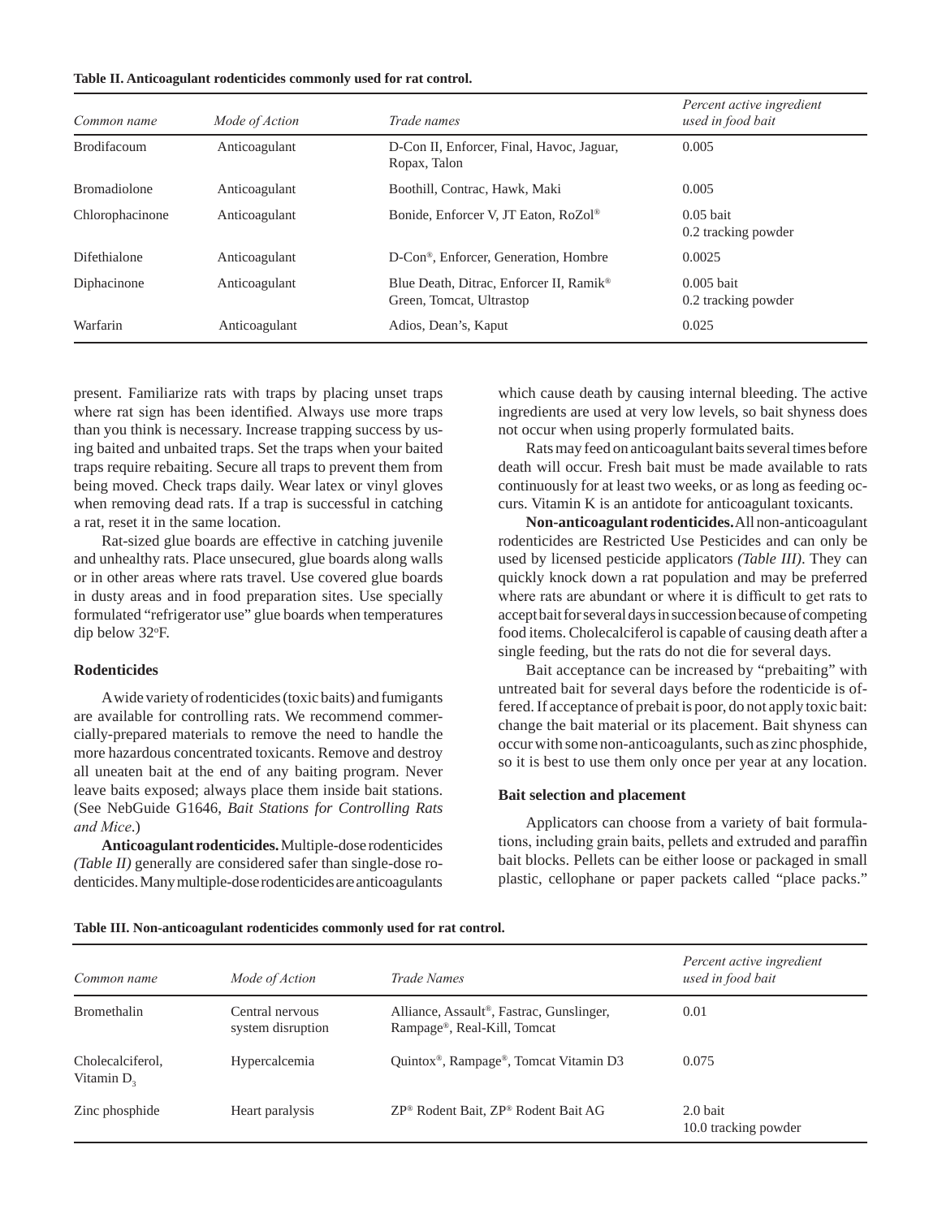**Table II. Anticoagulant rodenticides commonly used for rat control.**

| *Common name* | *Mode of Action* | *Trade names* | *Percent active ingredient used in food bait* |
|---|---|---|---|
| Brodifacoum | Anticoagulant | D-Con II, Enforcer, Final, Havoc, Jaguar, Ropax, Talon | 0.005 |
| Bromadiolone | Anticoagulant | Boothill, Contrac, Hawk, Maki | 0.005 |
| Chlorophacinone | Anticoagulant | Bonide, Enforcer V, JT Eaton, RoZol® | 0.05 bait<br>0.2 tracking powder |
| Difethialone | Anticoagulant | D-Con®, Enforcer, Generation, Hombre | 0.0025 |
| Diphacinone | Anticoagulant | Blue Death, Ditrac, Enforcer II, Ramik® Green, Tomcat, Ultrastop | 0.005 bait<br>0.2 tracking powder |
| Warfarin | Anticoagulant | Adios, Dean's, Kaput | 0.025 |

present. Familiarize rats with traps by placing unset traps where rat sign has been identified. Always use more traps than you think is necessary. Increase trapping success by using baited and unbaited traps. Set the traps when your baited traps require rebaiting. Secure all traps to prevent them from being moved. Check traps daily. Wear latex or vinyl gloves when removing dead rats. If a trap is successful in catching a rat, reset it in the same location.

Rat-sized glue boards are effective in catching juvenile and unhealthy rats. Place unsecured, glue boards along walls or in other areas where rats travel. Use covered glue boards in dusty areas and in food preparation sites. Use specially formulated "refrigerator use" glue boards when temperatures dip below 32°F.

### Rodenticides

A wide variety of rodenticides (toxic baits) and fumigants are available for controlling rats. We recommend commercially-prepared materials to remove the need to handle the more hazardous concentrated toxicants. Remove and destroy all uneaten bait at the end of any baiting program. Never leave baits exposed; always place them inside bait stations. (See NebGuide G1646, *Bait Stations for Controlling Rats and Mice*.)

**Anticoagulant rodenticides.** Multiple-dose rodenticides *(Table II)* generally are considered safer than single-dose rodenticides. Many multiple-dose rodenticides are anticoagulants which cause death by causing internal bleeding. The active ingredients are used at very low levels, so bait shyness does not occur when using properly formulated baits.

Rats may feed on anticoagulant baits several times before death will occur. Fresh bait must be made available to rats continuously for at least two weeks, or as long as feeding occurs. Vitamin K is an antidote for anticoagulant toxicants.

**Non-anticoagulant rodenticides.** All non-anticoagulant rodenticides are Restricted Use Pesticides and can only be used by licensed pesticide applicators *(Table III)*. They can quickly knock down a rat population and may be preferred where rats are abundant or where it is difficult to get rats to accept bait for several days in succession because of competing food items. Cholecalciferol is capable of causing death after a single feeding, but the rats do not die for several days.

Bait acceptance can be increased by "prebaiting" with untreated bait for several days before the rodenticide is offered. If acceptance of prebait is poor, do not apply toxic bait: change the bait material or its placement. Bait shyness can occur with some non-anticoagulants, such as zinc phosphide, so it is best to use them only once per year at any location.

### Bait selection and placement

Applicators can choose from a variety of bait formulations, including grain baits, pellets and extruded and paraffin bait blocks. Pellets can be either loose or packaged in small plastic, cellophane or paper packets called "place packs."

**Table III. Non-anticoagulant rodenticides commonly used for rat control.**

| *Common name* | *Mode of Action* | *Trade Names* | *Percent active ingredient used in food bait* |
|---|---|---|---|
| Bromethalin | Central nervous system disruption | Alliance, Assault®, Fastrac, Gunslinger, Rampage®, Real-Kill, Tomcat | 0.01 |
| Cholecalciferol, Vitamin $D_3$ | Hypercalcemia | Quintox®, Rampage®, Tomcat Vitamin D3 | 0.075 |
| Zinc phosphide | Heart paralysis | ZP® Rodent Bait, ZP® Rodent Bait AG | 2.0 bait<br>10.0 tracking powder |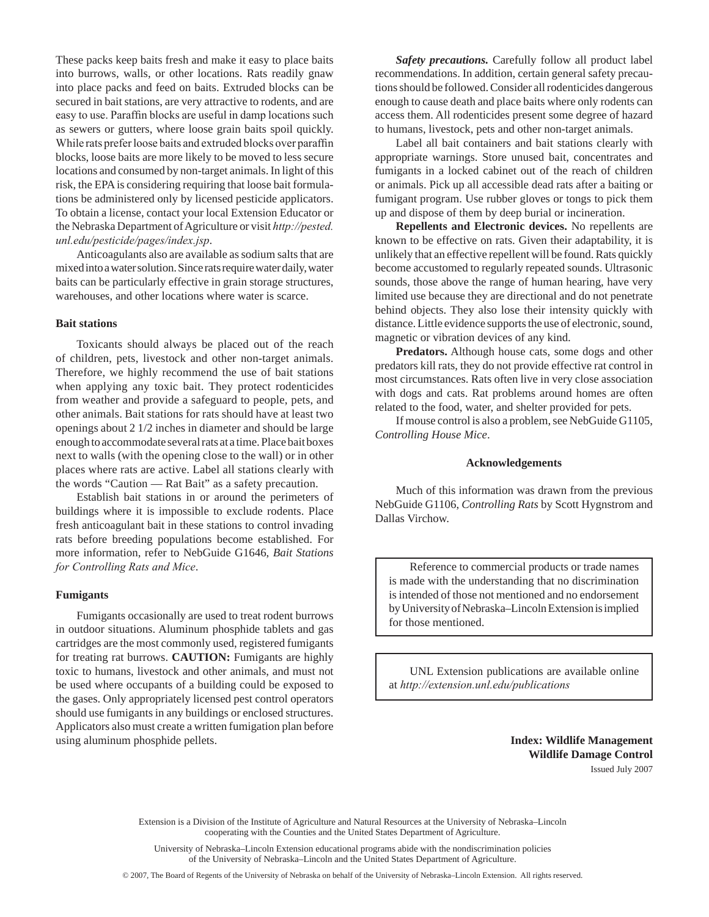These packs keep baits fresh and make it easy to place baits into burrows, walls, or other locations. Rats readily gnaw into place packs and feed on baits. Extruded blocks can be secured in bait stations, are very attractive to rodents, and are easy to use. Paraffin blocks are useful in damp locations such as sewers or gutters, where loose grain baits spoil quickly. While rats prefer loose baits and extruded blocks over paraffin blocks, loose baits are more likely to be moved to less secure locations and consumed by non-target animals. In light of this risk, the EPA is considering requiring that loose bait formulations be administered only by licensed pesticide applicators. To obtain a license, contact your local Extension Educator or the Nebraska Department of Agriculture or visit *http://pested.unl.edu/pesticide/pages/index.jsp*.

Anticoagulants also are available as sodium salts that are mixed into a water solution. Since rats require water daily, water baits can be particularly effective in grain storage structures, warehouses, and other locations where water is scarce.

### Bait stations

Toxicants should always be placed out of the reach of children, pets, livestock and other non-target animals. Therefore, we highly recommend the use of bait stations when applying any toxic bait. They protect rodenticides from weather and provide a safeguard to people, pets, and other animals. Bait stations for rats should have at least two openings about 2 1/2 inches in diameter and should be large enough to accommodate several rats at a time. Place bait boxes next to walls (with the opening close to the wall) or in other places where rats are active. Label all stations clearly with the words "Caution — Rat Bait" as a safety precaution.

Establish bait stations in or around the perimeters of buildings where it is impossible to exclude rodents. Place fresh anticoagulant bait in these stations to control invading rats before breeding populations become established. For more information, refer to NebGuide G1646, *Bait Stations for Controlling Rats and Mice*.

### Fumigants

Fumigants occasionally are used to treat rodent burrows in outdoor situations. Aluminum phosphide tablets and gas cartridges are the most commonly used, registered fumigants for treating rat burrows. **CAUTION:** Fumigants are highly toxic to humans, livestock and other animals, and must not be used where occupants of a building could be exposed to the gases. Only appropriately licensed pest control operators should use fumigants in any buildings or enclosed structures. Applicators also must create a written fumigation plan before using aluminum phosphide pellets.

***Safety precautions.*** Carefully follow all product label recommendations. In addition, certain general safety precautions should be followed. Consider all rodenticides dangerous enough to cause death and place baits where only rodents can access them. All rodenticides present some degree of hazard to humans, livestock, pets and other non-target animals.

Label all bait containers and bait stations clearly with appropriate warnings. Store unused bait, concentrates and fumigants in a locked cabinet out of the reach of children or animals. Pick up all accessible dead rats after a baiting or fumigant program. Use rubber gloves or tongs to pick them up and dispose of them by deep burial or incineration.

**Repellents and Electronic devices.** No repellents are known to be effective on rats. Given their adaptability, it is unlikely that an effective repellent will be found. Rats quickly become accustomed to regularly repeated sounds. Ultrasonic sounds, those above the range of human hearing, have very limited use because they are directional and do not penetrate behind objects. They also lose their intensity quickly with distance. Little evidence supports the use of electronic, sound, magnetic or vibration devices of any kind.

**Predators.** Although house cats, some dogs and other predators kill rats, they do not provide effective rat control in most circumstances. Rats often live in very close association with dogs and cats. Rat problems around homes are often related to the food, water, and shelter provided for pets.

If mouse control is also a problem, see NebGuide G1105, *Controlling House Mice*.

### Acknowledgements

Much of this information was drawn from the previous NebGuide G1106, *Controlling Rats* by Scott Hygnstrom and Dallas Virchow.

Reference to commercial products or trade names is made with the understanding that no discrimination is intended of those not mentioned and no endorsement by University of Nebraska–Lincoln Extension is implied for those mentioned.

UNL Extension publications are available online at *http://extension.unl.edu/publications*

**Index: Wildlife Management**
**Wildlife Damage Control**
Issued July 2007

Extension is a Division of the Institute of Agriculture and Natural Resources at the University of Nebraska–Lincoln cooperating with the Counties and the United States Department of Agriculture.

University of Nebraska–Lincoln Extension educational programs abide with the nondiscrimination policies of the University of Nebraska–Lincoln and the United States Department of Agriculture.

© 2007, The Board of Regents of the University of Nebraska on behalf of the University of Nebraska–Lincoln Extension. All rights reserved.